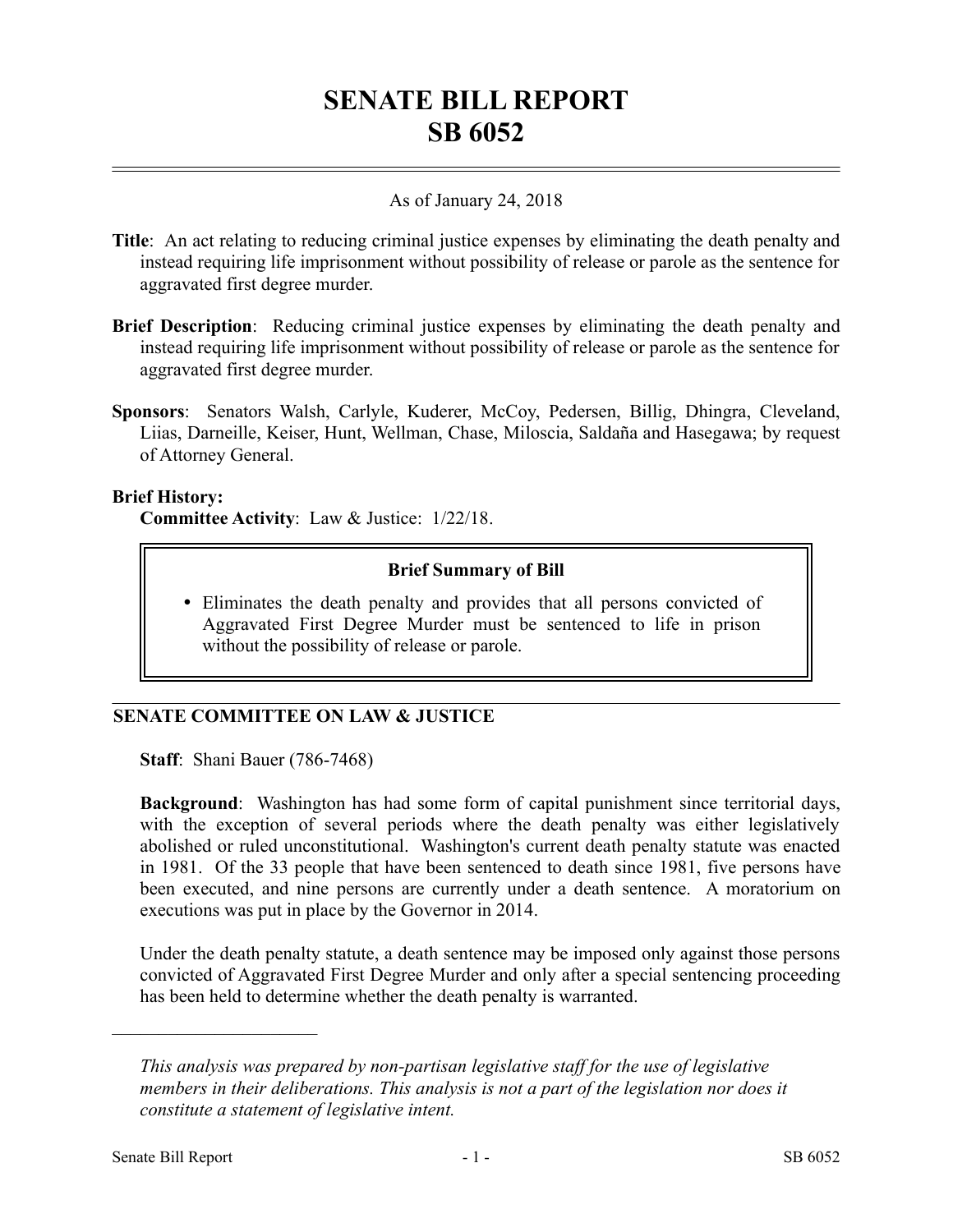# SENATE BILL REPORT
# SB 6052

As of January 24, 2018

**Title**: An act relating to reducing criminal justice expenses by eliminating the death penalty and instead requiring life imprisonment without possibility of release or parole as the sentence for aggravated first degree murder.

**Brief Description**: Reducing criminal justice expenses by eliminating the death penalty and instead requiring life imprisonment without possibility of release or parole as the sentence for aggravated first degree murder.

**Sponsors**: Senators Walsh, Carlyle, Kuderer, McCoy, Pedersen, Billig, Dhingra, Cleveland, Liias, Darneille, Keiser, Hunt, Wellman, Chase, Miloscia, Saldaña and Hasegawa; by request of Attorney General.

**Brief History:**

**Committee Activity**: Law & Justice: 1/22/18.

**Brief Summary of Bill**

- Eliminates the death penalty and provides that all persons convicted of Aggravated First Degree Murder must be sentenced to life in prison without the possibility of release or parole.

## SENATE COMMITTEE ON LAW & JUSTICE

**Staff**: Shani Bauer (786-7468)

**Background**: Washington has had some form of capital punishment since territorial days, with the exception of several periods where the death penalty was either legislatively abolished or ruled unconstitutional. Washington's current death penalty statute was enacted in 1981. Of the 33 people that have been sentenced to death since 1981, five persons have been executed, and nine persons are currently under a death sentence. A moratorium on executions was put in place by the Governor in 2014.

Under the death penalty statute, a death sentence may be imposed only against those persons convicted of Aggravated First Degree Murder and only after a special sentencing proceeding has been held to determine whether the death penalty is warranted.

---

*This analysis was prepared by non-partisan legislative staff for the use of legislative members in their deliberations. This analysis is not a part of the legislation nor does it constitute a statement of legislative intent.*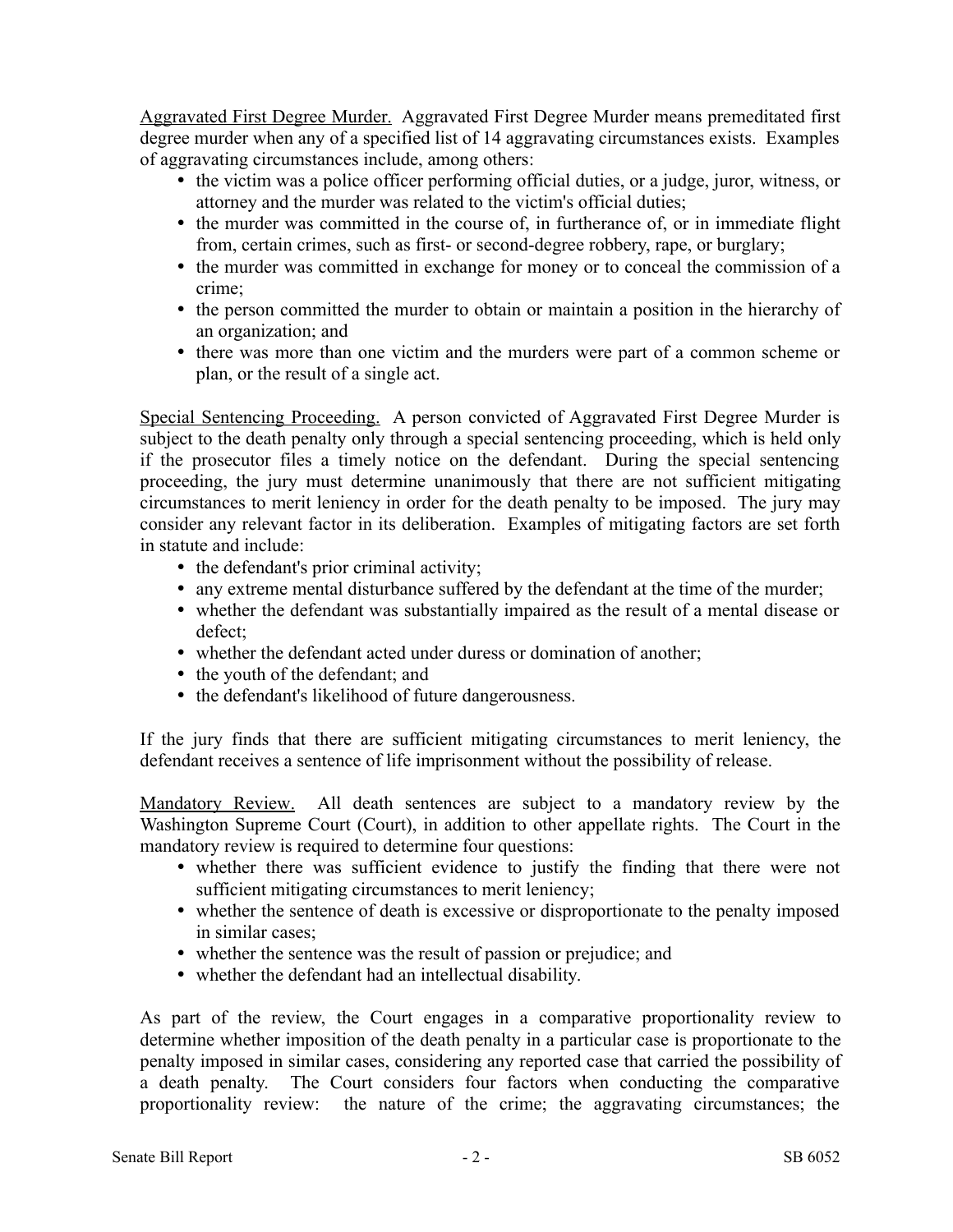Aggravated First Degree Murder. Aggravated First Degree Murder means premeditated first degree murder when any of a specified list of 14 aggravating circumstances exists. Examples of aggravating circumstances include, among others:

- the victim was a police officer performing official duties, or a judge, juror, witness, or attorney and the murder was related to the victim's official duties;
- the murder was committed in the course of, in furtherance of, or in immediate flight from, certain crimes, such as first- or second-degree robbery, rape, or burglary;
- the murder was committed in exchange for money or to conceal the commission of a crime;
- the person committed the murder to obtain or maintain a position in the hierarchy of an organization; and
- there was more than one victim and the murders were part of a common scheme or plan, or the result of a single act.

Special Sentencing Proceeding. A person convicted of Aggravated First Degree Murder is subject to the death penalty only through a special sentencing proceeding, which is held only if the prosecutor files a timely notice on the defendant. During the special sentencing proceeding, the jury must determine unanimously that there are not sufficient mitigating circumstances to merit leniency in order for the death penalty to be imposed. The jury may consider any relevant factor in its deliberation. Examples of mitigating factors are set forth in statute and include:

- the defendant's prior criminal activity;
- any extreme mental disturbance suffered by the defendant at the time of the murder;
- whether the defendant was substantially impaired as the result of a mental disease or defect;
- whether the defendant acted under duress or domination of another;
- the youth of the defendant; and
- the defendant's likelihood of future dangerousness.

If the jury finds that there are sufficient mitigating circumstances to merit leniency, the defendant receives a sentence of life imprisonment without the possibility of release.

Mandatory Review. All death sentences are subject to a mandatory review by the Washington Supreme Court (Court), in addition to other appellate rights. The Court in the mandatory review is required to determine four questions:

- whether there was sufficient evidence to justify the finding that there were not sufficient mitigating circumstances to merit leniency;
- whether the sentence of death is excessive or disproportionate to the penalty imposed in similar cases;
- whether the sentence was the result of passion or prejudice; and
- whether the defendant had an intellectual disability.

As part of the review, the Court engages in a comparative proportionality review to determine whether imposition of the death penalty in a particular case is proportionate to the penalty imposed in similar cases, considering any reported case that carried the possibility of a death penalty. The Court considers four factors when conducting the comparative proportionality review: the nature of the crime; the aggravating circumstances; the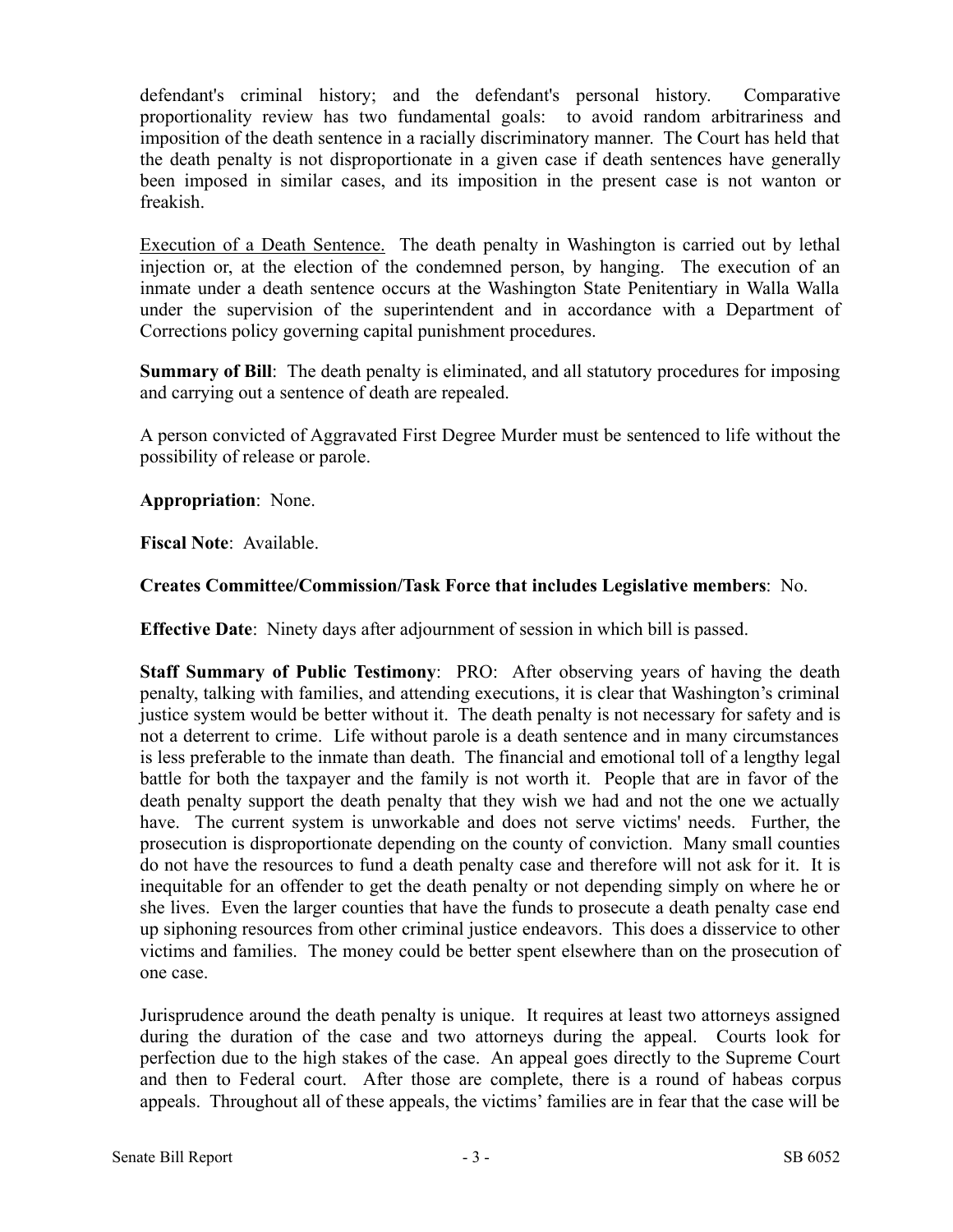defendant's criminal history; and the defendant's personal history. Comparative proportionality review has two fundamental goals: to avoid random arbitrariness and imposition of the death sentence in a racially discriminatory manner. The Court has held that the death penalty is not disproportionate in a given case if death sentences have generally been imposed in similar cases, and its imposition in the present case is not wanton or freakish.

Execution of a Death Sentence. The death penalty in Washington is carried out by lethal injection or, at the election of the condemned person, by hanging. The execution of an inmate under a death sentence occurs at the Washington State Penitentiary in Walla Walla under the supervision of the superintendent and in accordance with a Department of Corrections policy governing capital punishment procedures.

**Summary of Bill**: The death penalty is eliminated, and all statutory procedures for imposing and carrying out a sentence of death are repealed.

A person convicted of Aggravated First Degree Murder must be sentenced to life without the possibility of release or parole.

**Appropriation**: None.

**Fiscal Note**: Available.

**Creates Committee/Commission/Task Force that includes Legislative members**: No.

**Effective Date**: Ninety days after adjournment of session in which bill is passed.

**Staff Summary of Public Testimony**: PRO: After observing years of having the death penalty, talking with families, and attending executions, it is clear that Washington's criminal justice system would be better without it. The death penalty is not necessary for safety and is not a deterrent to crime. Life without parole is a death sentence and in many circumstances is less preferable to the inmate than death. The financial and emotional toll of a lengthy legal battle for both the taxpayer and the family is not worth it. People that are in favor of the death penalty support the death penalty that they wish we had and not the one we actually have. The current system is unworkable and does not serve victims' needs. Further, the prosecution is disproportionate depending on the county of conviction. Many small counties do not have the resources to fund a death penalty case and therefore will not ask for it. It is inequitable for an offender to get the death penalty or not depending simply on where he or she lives. Even the larger counties that have the funds to prosecute a death penalty case end up siphoning resources from other criminal justice endeavors. This does a disservice to other victims and families. The money could be better spent elsewhere than on the prosecution of one case.

Jurisprudence around the death penalty is unique. It requires at least two attorneys assigned during the duration of the case and two attorneys during the appeal. Courts look for perfection due to the high stakes of the case. An appeal goes directly to the Supreme Court and then to Federal court. After those are complete, there is a round of habeas corpus appeals. Throughout all of these appeals, the victims' families are in fear that the case will be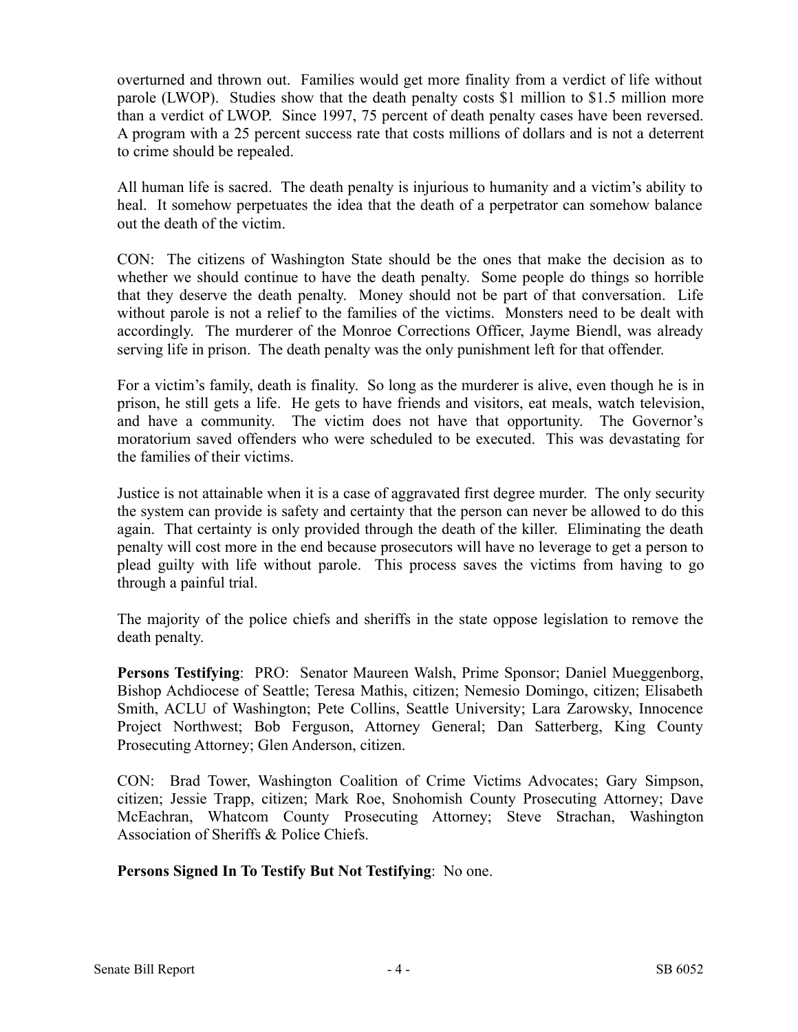overturned and thrown out. Families would get more finality from a verdict of life without parole (LWOP). Studies show that the death penalty costs $1 million to $1.5 million more than a verdict of LWOP. Since 1997, 75 percent of death penalty cases have been reversed. A program with a 25 percent success rate that costs millions of dollars and is not a deterrent to crime should be repealed.

All human life is sacred. The death penalty is injurious to humanity and a victim's ability to heal. It somehow perpetuates the idea that the death of a perpetrator can somehow balance out the death of the victim.

CON: The citizens of Washington State should be the ones that make the decision as to whether we should continue to have the death penalty. Some people do things so horrible that they deserve the death penalty. Money should not be part of that conversation. Life without parole is not a relief to the families of the victims. Monsters need to be dealt with accordingly. The murderer of the Monroe Corrections Officer, Jayme Biendl, was already serving life in prison. The death penalty was the only punishment left for that offender.

For a victim's family, death is finality. So long as the murderer is alive, even though he is in prison, he still gets a life. He gets to have friends and visitors, eat meals, watch television, and have a community. The victim does not have that opportunity. The Governor's moratorium saved offenders who were scheduled to be executed. This was devastating for the families of their victims.

Justice is not attainable when it is a case of aggravated first degree murder. The only security the system can provide is safety and certainty that the person can never be allowed to do this again. That certainty is only provided through the death of the killer. Eliminating the death penalty will cost more in the end because prosecutors will have no leverage to get a person to plead guilty with life without parole. This process saves the victims from having to go through a painful trial.

The majority of the police chiefs and sheriffs in the state oppose legislation to remove the death penalty.

**Persons Testifying**: PRO: Senator Maureen Walsh, Prime Sponsor; Daniel Mueggenborg, Bishop Achdiocese of Seattle; Teresa Mathis, citizen; Nemesio Domingo, citizen; Elisabeth Smith, ACLU of Washington; Pete Collins, Seattle University; Lara Zarowsky, Innocence Project Northwest; Bob Ferguson, Attorney General; Dan Satterberg, King County Prosecuting Attorney; Glen Anderson, citizen.

CON: Brad Tower, Washington Coalition of Crime Victims Advocates; Gary Simpson, citizen; Jessie Trapp, citizen; Mark Roe, Snohomish County Prosecuting Attorney; Dave McEachran, Whatcom County Prosecuting Attorney; Steve Strachan, Washington Association of Sheriffs & Police Chiefs.

**Persons Signed In To Testify But Not Testifying**: No one.